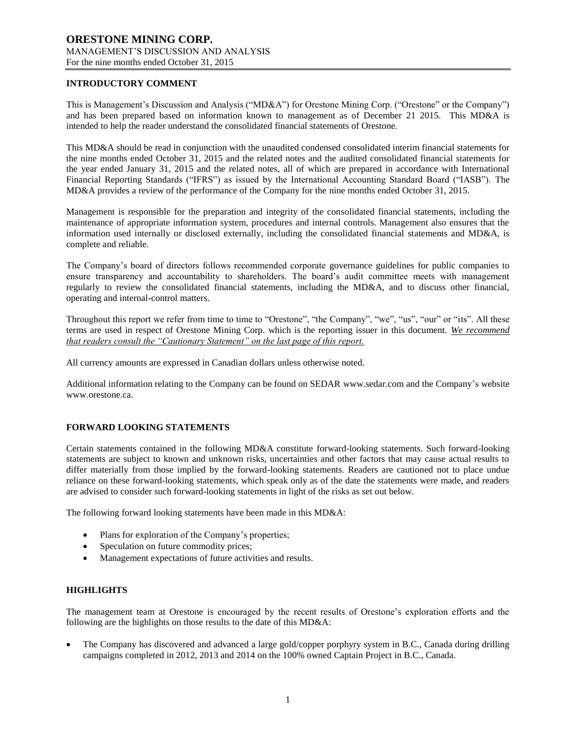# ORESTONE MINING CORP.

MANAGEMENT'S DISCUSSION AND ANALYSIS
For the nine months ended October 31, 2015

## INTRODUCTORY COMMENT

This is Management's Discussion and Analysis ("MD&A") for Orestone Mining Corp. ("Orestone" or the Company") and has been prepared based on information known to management as of December 21 2015. This MD&A is intended to help the reader understand the consolidated financial statements of Orestone.

This MD&A should be read in conjunction with the unaudited condensed consolidated interim financial statements for the nine months ended October 31, 2015 and the related notes and the audited consolidated financial statements for the year ended January 31, 2015 and the related notes, all of which are prepared in accordance with International Financial Reporting Standards ("IFRS") as issued by the International Accounting Standard Board ("IASB"). The MD&A provides a review of the performance of the Company for the nine months ended October 31, 2015.

Management is responsible for the preparation and integrity of the consolidated financial statements, including the maintenance of appropriate information system, procedures and internal controls. Management also ensures that the information used internally or disclosed externally, including the consolidated financial statements and MD&A, is complete and reliable.

The Company's board of directors follows recommended corporate governance guidelines for public companies to ensure transparency and accountability to shareholders. The board's audit committee meets with management regularly to review the consolidated financial statements, including the MD&A, and to discuss other financial, operating and internal-control matters.

Throughout this report we refer from time to time to "Orestone", "the Company", "we", "us", "our" or "its". All these terms are used in respect of Orestone Mining Corp. which is the reporting issuer in this document. *We recommend that readers consult the "Cautionary Statement" on the last page of this report.*

All currency amounts are expressed in Canadian dollars unless otherwise noted.

Additional information relating to the Company can be found on SEDAR www.sedar.com and the Company's website www.orestone.ca.

## FORWARD LOOKING STATEMENTS

Certain statements contained in the following MD&A constitute forward-looking statements. Such forward-looking statements are subject to known and unknown risks, uncertainties and other factors that may cause actual results to differ materially from those implied by the forward-looking statements. Readers are cautioned not to place undue reliance on these forward-looking statements, which speak only as of the date the statements were made, and readers are advised to consider such forward-looking statements in light of the risks as set out below.

The following forward looking statements have been made in this MD&A:

- Plans for exploration of the Company's properties;
- Speculation on future commodity prices;
- Management expectations of future activities and results.

## HIGHLIGHTS

The management team at Orestone is encouraged by the recent results of Orestone's exploration efforts and the following are the highlights on those results to the date of this MD&A:

- The Company has discovered and advanced a large gold/copper porphyry system in B.C., Canada during drilling campaigns completed in 2012, 2013 and 2014 on the 100% owned Captain Project in B.C., Canada.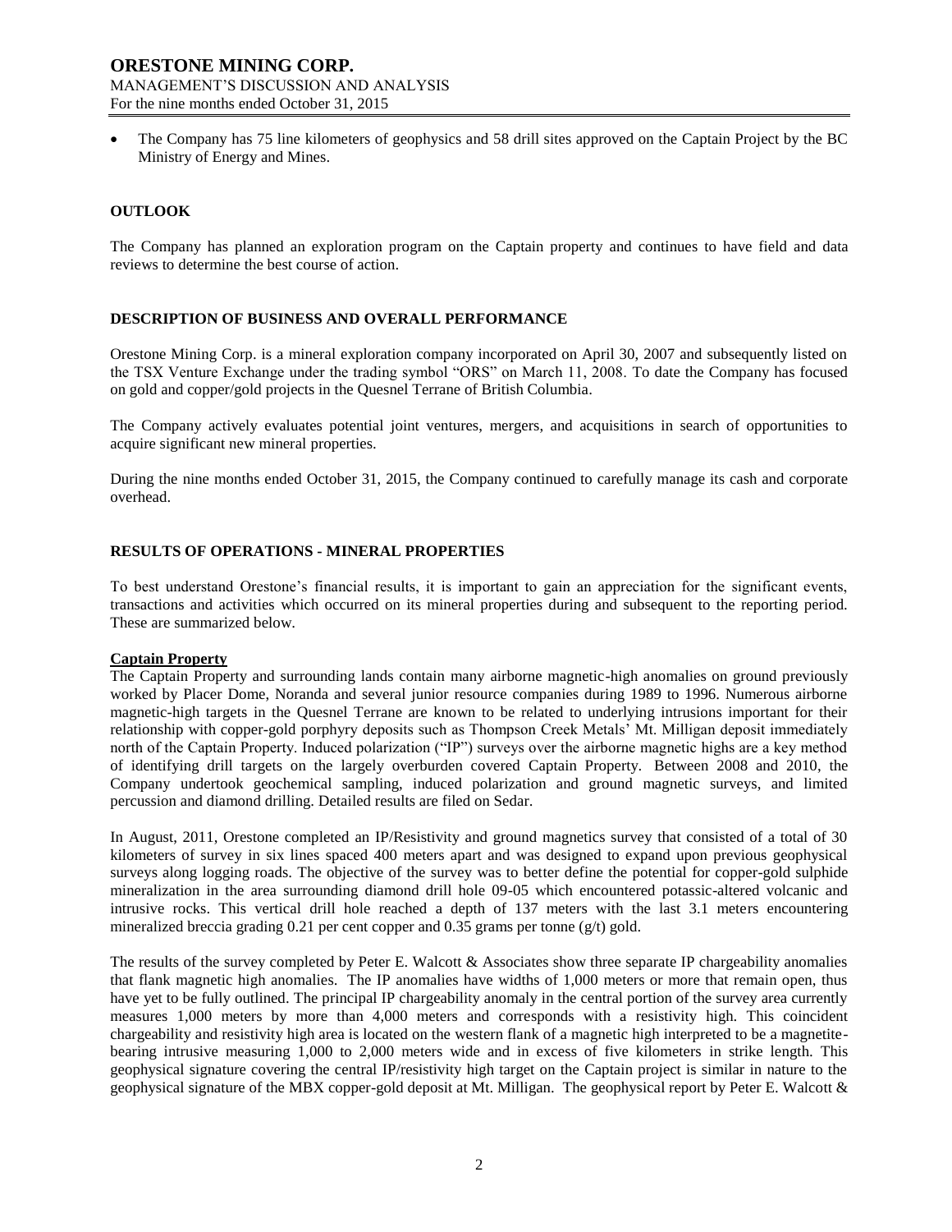- The Company has 75 line kilometers of geophysics and 58 drill sites approved on the Captain Project by the BC Ministry of Energy and Mines.

## OUTLOOK

The Company has planned an exploration program on the Captain property and continues to have field and data reviews to determine the best course of action.

## DESCRIPTION OF BUSINESS AND OVERALL PERFORMANCE

Orestone Mining Corp. is a mineral exploration company incorporated on April 30, 2007 and subsequently listed on the TSX Venture Exchange under the trading symbol "ORS" on March 11, 2008. To date the Company has focused on gold and copper/gold projects in the Quesnel Terrane of British Columbia.

The Company actively evaluates potential joint ventures, mergers, and acquisitions in search of opportunities to acquire significant new mineral properties.

During the nine months ended October 31, 2015, the Company continued to carefully manage its cash and corporate overhead.

## RESULTS OF OPERATIONS - MINERAL PROPERTIES

To best understand Orestone's financial results, it is important to gain an appreciation for the significant events, transactions and activities which occurred on its mineral properties during and subsequent to the reporting period. These are summarized below.

### Captain Property

The Captain Property and surrounding lands contain many airborne magnetic-high anomalies on ground previously worked by Placer Dome, Noranda and several junior resource companies during 1989 to 1996. Numerous airborne magnetic-high targets in the Quesnel Terrane are known to be related to underlying intrusions important for their relationship with copper-gold porphyry deposits such as Thompson Creek Metals' Mt. Milligan deposit immediately north of the Captain Property. Induced polarization ("IP") surveys over the airborne magnetic highs are a key method of identifying drill targets on the largely overburden covered Captain Property. Between 2008 and 2010, the Company undertook geochemical sampling, induced polarization and ground magnetic surveys, and limited percussion and diamond drilling. Detailed results are filed on Sedar.

In August, 2011, Orestone completed an IP/Resistivity and ground magnetics survey that consisted of a total of 30 kilometers of survey in six lines spaced 400 meters apart and was designed to expand upon previous geophysical surveys along logging roads. The objective of the survey was to better define the potential for copper-gold sulphide mineralization in the area surrounding diamond drill hole 09-05 which encountered potassic-altered volcanic and intrusive rocks. This vertical drill hole reached a depth of 137 meters with the last 3.1 meters encountering mineralized breccia grading 0.21 per cent copper and 0.35 grams per tonne (g/t) gold.

The results of the survey completed by Peter E. Walcott & Associates show three separate IP chargeability anomalies that flank magnetic high anomalies. The IP anomalies have widths of 1,000 meters or more that remain open, thus have yet to be fully outlined. The principal IP chargeability anomaly in the central portion of the survey area currently measures 1,000 meters by more than 4,000 meters and corresponds with a resistivity high. This coincident chargeability and resistivity high area is located on the western flank of a magnetic high interpreted to be a magnetite-bearing intrusive measuring 1,000 to 2,000 meters wide and in excess of five kilometers in strike length. This geophysical signature covering the central IP/resistivity high target on the Captain project is similar in nature to the geophysical signature of the MBX copper-gold deposit at Mt. Milligan. The geophysical report by Peter E. Walcott &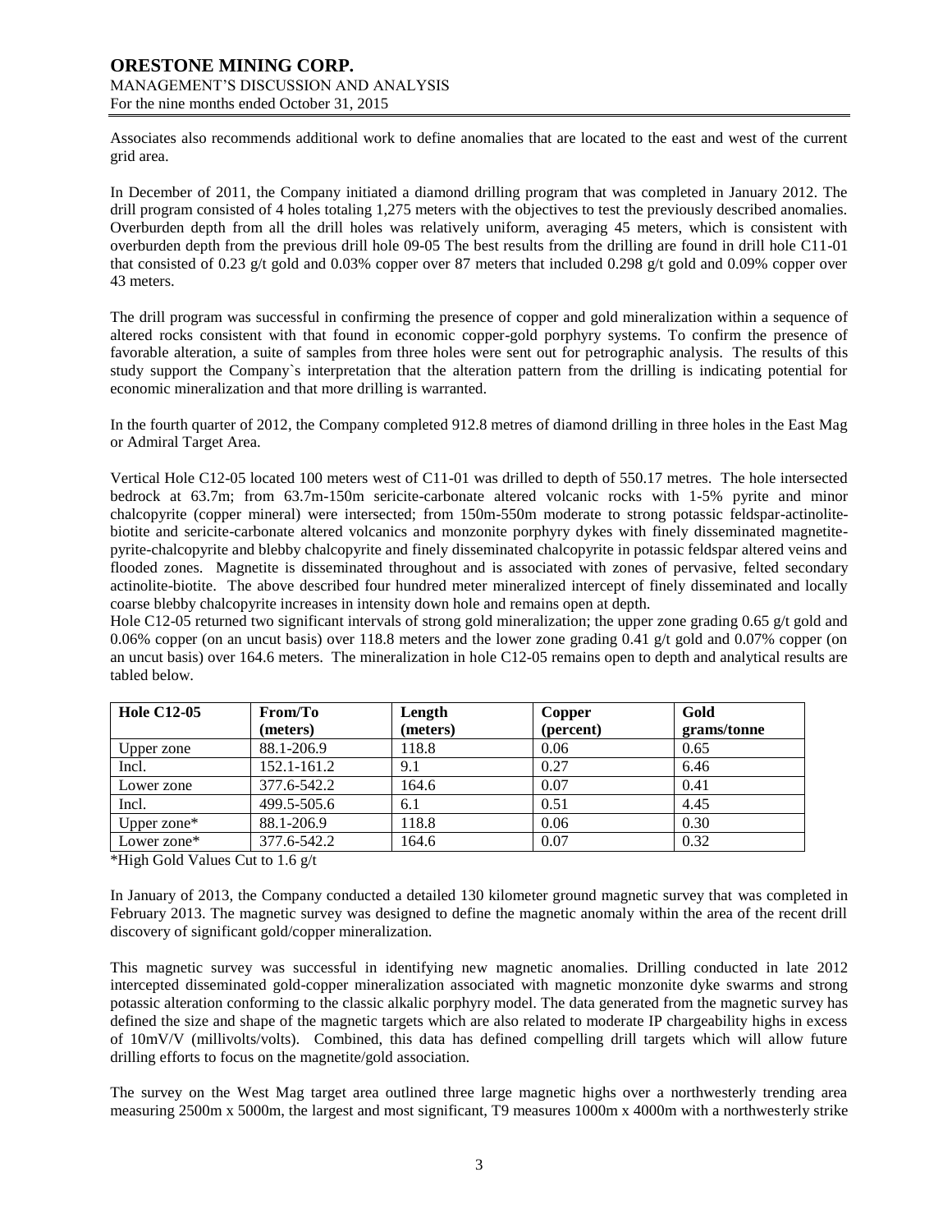Associates also recommends additional work to define anomalies that are located to the east and west of the current grid area.

In December of 2011, the Company initiated a diamond drilling program that was completed in January 2012. The drill program consisted of 4 holes totaling 1,275 meters with the objectives to test the previously described anomalies. Overburden depth from all the drill holes was relatively uniform, averaging 45 meters, which is consistent with overburden depth from the previous drill hole 09-05 The best results from the drilling are found in drill hole C11-01 that consisted of 0.23 g/t gold and 0.03% copper over 87 meters that included 0.298 g/t gold and 0.09% copper over 43 meters.

The drill program was successful in confirming the presence of copper and gold mineralization within a sequence of altered rocks consistent with that found in economic copper-gold porphyry systems. To confirm the presence of favorable alteration, a suite of samples from three holes were sent out for petrographic analysis. The results of this study support the Company`s interpretation that the alteration pattern from the drilling is indicating potential for economic mineralization and that more drilling is warranted.

In the fourth quarter of 2012, the Company completed 912.8 metres of diamond drilling in three holes in the East Mag or Admiral Target Area.

Vertical Hole C12-05 located 100 meters west of C11-01 was drilled to depth of 550.17 metres. The hole intersected bedrock at 63.7m; from 63.7m-150m sericite-carbonate altered volcanic rocks with 1-5% pyrite and minor chalcopyrite (copper mineral) were intersected; from 150m-550m moderate to strong potassic feldspar-actinolite-biotite and sericite-carbonate altered volcanics and monzonite porphyry dykes with finely disseminated magnetite-pyrite-chalcopyrite and blebby chalcopyrite and finely disseminated chalcopyrite in potassic feldspar altered veins and flooded zones. Magnetite is disseminated throughout and is associated with zones of pervasive, felted secondary actinolite-biotite. The above described four hundred meter mineralized intercept of finely disseminated and locally coarse blebby chalcopyrite increases in intensity down hole and remains open at depth.

Hole C12-05 returned two significant intervals of strong gold mineralization; the upper zone grading 0.65 g/t gold and 0.06% copper (on an uncut basis) over 118.8 meters and the lower zone grading 0.41 g/t gold and 0.07% copper (on an uncut basis) over 164.6 meters. The mineralization in hole C12-05 remains open to depth and analytical results are tabled below.

| Hole C12-05 | From/To (meters) | Length (meters) | Copper (percent) | Gold grams/tonne |
|---|---|---|---|---|
| Upper zone | 88.1-206.9 | 118.8 | 0.06 | 0.65 |
| Incl. | 152.1-161.2 | 9.1 | 0.27 | 6.46 |
| Lower zone | 377.6-542.2 | 164.6 | 0.07 | 0.41 |
| Incl. | 499.5-505.6 | 6.1 | 0.51 | 4.45 |
| Upper zone* | 88.1-206.9 | 118.8 | 0.06 | 0.30 |
| Lower zone* | 377.6-542.2 | 164.6 | 0.07 | 0.32 |

*High Gold Values Cut to 1.6 g/t

In January of 2013, the Company conducted a detailed 130 kilometer ground magnetic survey that was completed in February 2013. The magnetic survey was designed to define the magnetic anomaly within the area of the recent drill discovery of significant gold/copper mineralization.

This magnetic survey was successful in identifying new magnetic anomalies. Drilling conducted in late 2012 intercepted disseminated gold-copper mineralization associated with magnetic monzonite dyke swarms and strong potassic alteration conforming to the classic alkalic porphyry model. The data generated from the magnetic survey has defined the size and shape of the magnetic targets which are also related to moderate IP chargeability highs in excess of 10mV/V (millivolts/volts). Combined, this data has defined compelling drill targets which will allow future drilling efforts to focus on the magnetite/gold association.

The survey on the West Mag target area outlined three large magnetic highs over a northwesterly trending area measuring 2500m x 5000m, the largest and most significant, T9 measures 1000m x 4000m with a northwesterly strike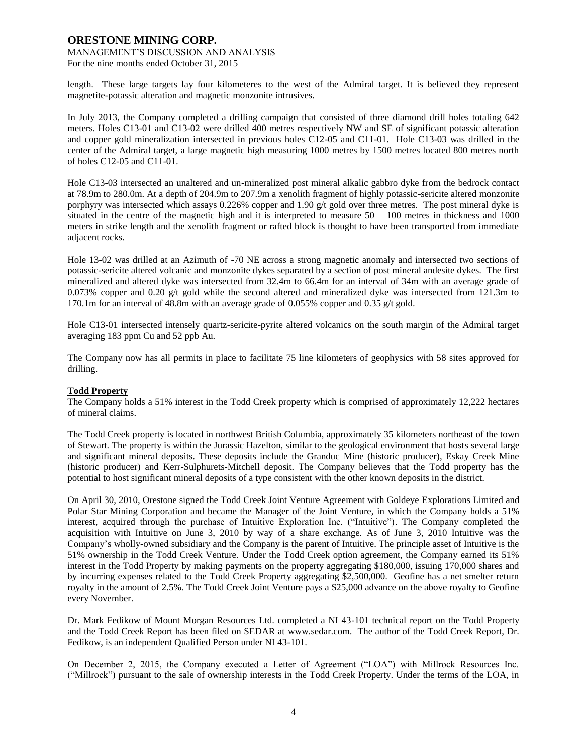length. These large targets lay four kilometeres to the west of the Admiral target. It is believed they represent magnetite-potassic alteration and magnetic monzonite intrusives.

In July 2013, the Company completed a drilling campaign that consisted of three diamond drill holes totaling 642 meters. Holes C13-01 and C13-02 were drilled 400 metres respectively NW and SE of significant potassic alteration and copper gold mineralization intersected in previous holes C12-05 and C11-01. Hole C13-03 was drilled in the center of the Admiral target, a large magnetic high measuring 1000 metres by 1500 metres located 800 metres north of holes C12-05 and C11-01.

Hole C13-03 intersected an unaltered and un-mineralized post mineral alkalic gabbro dyke from the bedrock contact at 78.9m to 280.0m. At a depth of 204.9m to 207.9m a xenolith fragment of highly potassic-sericite altered monzonite porphyry was intersected which assays 0.226% copper and 1.90 g/t gold over three metres. The post mineral dyke is situated in the centre of the magnetic high and it is interpreted to measure 50 – 100 metres in thickness and 1000 meters in strike length and the xenolith fragment or rafted block is thought to have been transported from immediate adjacent rocks.

Hole 13-02 was drilled at an Azimuth of -70 NE across a strong magnetic anomaly and intersected two sections of potassic-sericite altered volcanic and monzonite dykes separated by a section of post mineral andesite dykes. The first mineralized and altered dyke was intersected from 32.4m to 66.4m for an interval of 34m with an average grade of 0.073% copper and 0.20 g/t gold while the second altered and mineralized dyke was intersected from 121.3m to 170.1m for an interval of 48.8m with an average grade of 0.055% copper and 0.35 g/t gold.

Hole C13-01 intersected intensely quartz-sericite-pyrite altered volcanics on the south margin of the Admiral target averaging 183 ppm Cu and 52 ppb Au.

The Company now has all permits in place to facilitate 75 line kilometers of geophysics with 58 sites approved for drilling.

## Todd Property

The Company holds a 51% interest in the Todd Creek property which is comprised of approximately 12,222 hectares of mineral claims.

The Todd Creek property is located in northwest British Columbia, approximately 35 kilometers northeast of the town of Stewart. The property is within the Jurassic Hazelton, similar to the geological environment that hosts several large and significant mineral deposits. These deposits include the Granduc Mine (historic producer), Eskay Creek Mine (historic producer) and Kerr-Sulphurets-Mitchell deposit. The Company believes that the Todd property has the potential to host significant mineral deposits of a type consistent with the other known deposits in the district.

On April 30, 2010, Orestone signed the Todd Creek Joint Venture Agreement with Goldeye Explorations Limited and Polar Star Mining Corporation and became the Manager of the Joint Venture, in which the Company holds a 51% interest, acquired through the purchase of Intuitive Exploration Inc. ("Intuitive"). The Company completed the acquisition with Intuitive on June 3, 2010 by way of a share exchange. As of June 3, 2010 Intuitive was the Company's wholly-owned subsidiary and the Company is the parent of Intuitive. The principle asset of Intuitive is the 51% ownership in the Todd Creek Venture. Under the Todd Creek option agreement, the Company earned its 51% interest in the Todd Property by making payments on the property aggregating $180,000, issuing 170,000 shares and by incurring expenses related to the Todd Creek Property aggregating $2,500,000. Geofine has a net smelter return royalty in the amount of 2.5%. The Todd Creek Joint Venture pays a $25,000 advance on the above royalty to Geofine every November.

Dr. Mark Fedikow of Mount Morgan Resources Ltd. completed a NI 43-101 technical report on the Todd Property and the Todd Creek Report has been filed on SEDAR at www.sedar.com. The author of the Todd Creek Report, Dr. Fedikow, is an independent Qualified Person under NI 43-101.

On December 2, 2015, the Company executed a Letter of Agreement ("LOA") with Millrock Resources Inc. ("Millrock") pursuant to the sale of ownership interests in the Todd Creek Property. Under the terms of the LOA, in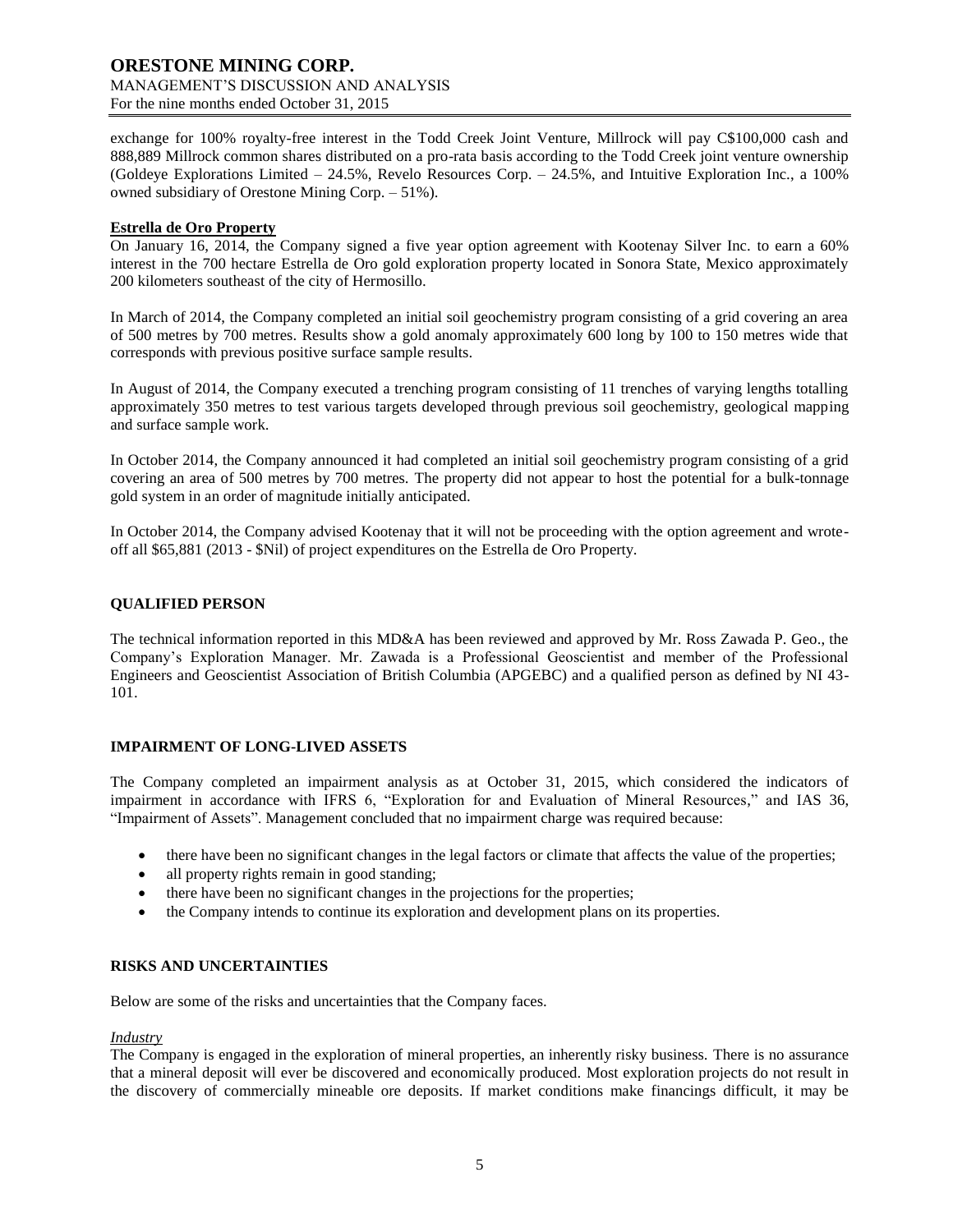exchange for 100% royalty-free interest in the Todd Creek Joint Venture, Millrock will pay C$100,000 cash and 888,889 Millrock common shares distributed on a pro-rata basis according to the Todd Creek joint venture ownership (Goldeye Explorations Limited – 24.5%, Revelo Resources Corp. – 24.5%, and Intuitive Exploration Inc., a 100% owned subsidiary of Orestone Mining Corp. – 51%).

**Estrella de Oro Property**

On January 16, 2014, the Company signed a five year option agreement with Kootenay Silver Inc. to earn a 60% interest in the 700 hectare Estrella de Oro gold exploration property located in Sonora State, Mexico approximately 200 kilometers southeast of the city of Hermosillo.

In March of 2014, the Company completed an initial soil geochemistry program consisting of a grid covering an area of 500 metres by 700 metres. Results show a gold anomaly approximately 600 long by 100 to 150 metres wide that corresponds with previous positive surface sample results.

In August of 2014, the Company executed a trenching program consisting of 11 trenches of varying lengths totalling approximately 350 metres to test various targets developed through previous soil geochemistry, geological mapping and surface sample work.

In October 2014, the Company announced it had completed an initial soil geochemistry program consisting of a grid covering an area of 500 metres by 700 metres. The property did not appear to host the potential for a bulk-tonnage gold system in an order of magnitude initially anticipated.

In October 2014, the Company advised Kootenay that it will not be proceeding with the option agreement and wrote-off all $65,881 (2013 - $Nil) of project expenditures on the Estrella de Oro Property.

## QUALIFIED PERSON

The technical information reported in this MD&A has been reviewed and approved by Mr. Ross Zawada P. Geo., the Company's Exploration Manager. Mr. Zawada is a Professional Geoscientist and member of the Professional Engineers and Geoscientist Association of British Columbia (APGEBC) and a qualified person as defined by NI 43-101.

## IMPAIRMENT OF LONG-LIVED ASSETS

The Company completed an impairment analysis as at October 31, 2015, which considered the indicators of impairment in accordance with IFRS 6, "Exploration for and Evaluation of Mineral Resources," and IAS 36, "Impairment of Assets". Management concluded that no impairment charge was required because:

- there have been no significant changes in the legal factors or climate that affects the value of the properties;
- all property rights remain in good standing;
- there have been no significant changes in the projections for the properties;
- the Company intends to continue its exploration and development plans on its properties.

## RISKS AND UNCERTAINTIES

Below are some of the risks and uncertainties that the Company faces.

*Industry*

The Company is engaged in the exploration of mineral properties, an inherently risky business. There is no assurance that a mineral deposit will ever be discovered and economically produced. Most exploration projects do not result in the discovery of commercially mineable ore deposits. If market conditions make financings difficult, it may be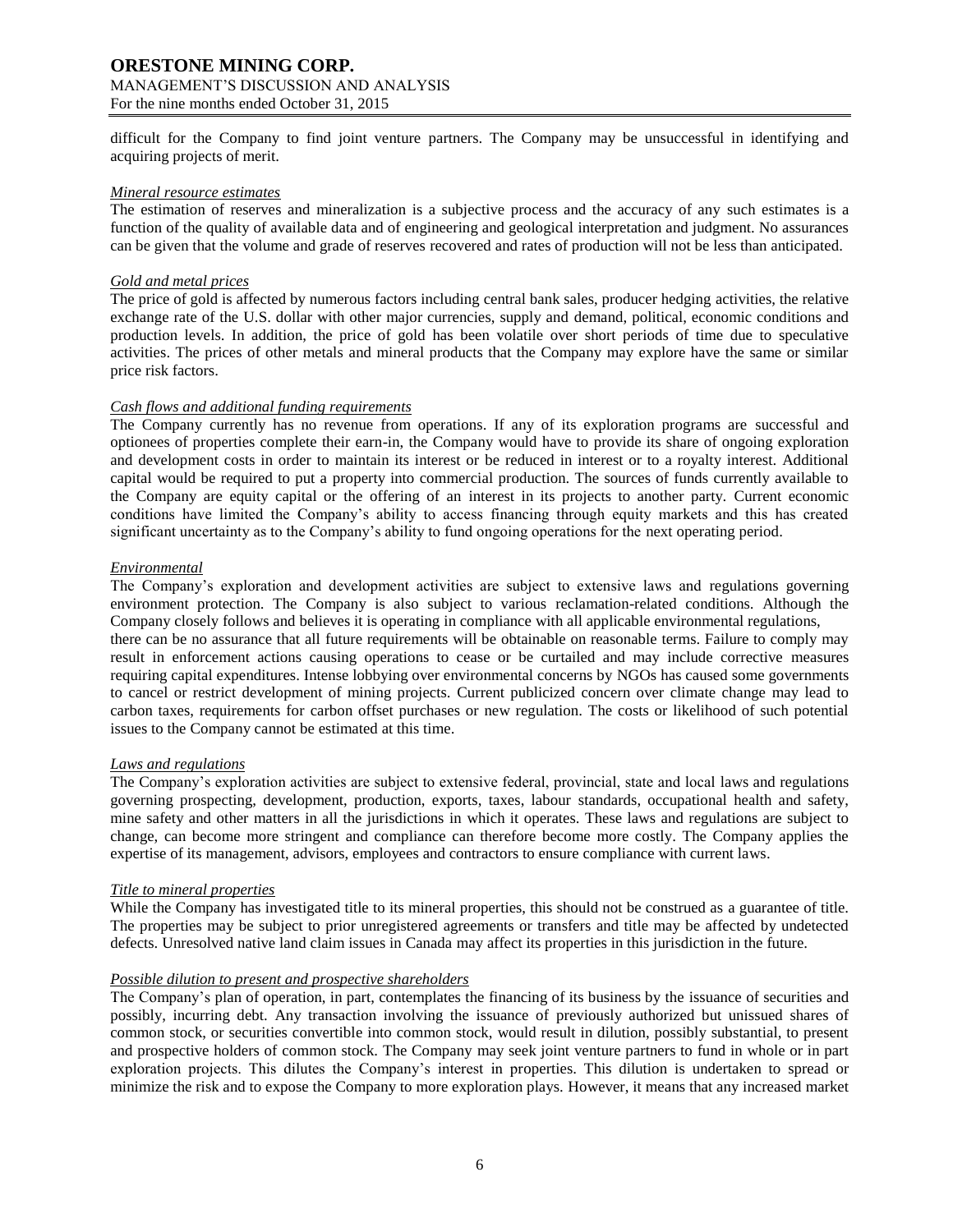difficult for the Company to find joint venture partners. The Company may be unsuccessful in identifying and acquiring projects of merit.

*Mineral resource estimates*

The estimation of reserves and mineralization is a subjective process and the accuracy of any such estimates is a function of the quality of available data and of engineering and geological interpretation and judgment. No assurances can be given that the volume and grade of reserves recovered and rates of production will not be less than anticipated.

*Gold and metal prices*

The price of gold is affected by numerous factors including central bank sales, producer hedging activities, the relative exchange rate of the U.S. dollar with other major currencies, supply and demand, political, economic conditions and production levels. In addition, the price of gold has been volatile over short periods of time due to speculative activities. The prices of other metals and mineral products that the Company may explore have the same or similar price risk factors.

*Cash flows and additional funding requirements*

The Company currently has no revenue from operations. If any of its exploration programs are successful and optionees of properties complete their earn-in, the Company would have to provide its share of ongoing exploration and development costs in order to maintain its interest or be reduced in interest or to a royalty interest. Additional capital would be required to put a property into commercial production. The sources of funds currently available to the Company are equity capital or the offering of an interest in its projects to another party. Current economic conditions have limited the Company's ability to access financing through equity markets and this has created significant uncertainty as to the Company's ability to fund ongoing operations for the next operating period.

*Environmental*

The Company's exploration and development activities are subject to extensive laws and regulations governing environment protection. The Company is also subject to various reclamation-related conditions. Although the Company closely follows and believes it is operating in compliance with all applicable environmental regulations, there can be no assurance that all future requirements will be obtainable on reasonable terms. Failure to comply may result in enforcement actions causing operations to cease or be curtailed and may include corrective measures requiring capital expenditures. Intense lobbying over environmental concerns by NGOs has caused some governments to cancel or restrict development of mining projects. Current publicized concern over climate change may lead to carbon taxes, requirements for carbon offset purchases or new regulation. The costs or likelihood of such potential issues to the Company cannot be estimated at this time.

*Laws and regulations*

The Company's exploration activities are subject to extensive federal, provincial, state and local laws and regulations governing prospecting, development, production, exports, taxes, labour standards, occupational health and safety, mine safety and other matters in all the jurisdictions in which it operates. These laws and regulations are subject to change, can become more stringent and compliance can therefore become more costly. The Company applies the expertise of its management, advisors, employees and contractors to ensure compliance with current laws.

*Title to mineral properties*

While the Company has investigated title to its mineral properties, this should not be construed as a guarantee of title. The properties may be subject to prior unregistered agreements or transfers and title may be affected by undetected defects. Unresolved native land claim issues in Canada may affect its properties in this jurisdiction in the future.

*Possible dilution to present and prospective shareholders*

The Company's plan of operation, in part, contemplates the financing of its business by the issuance of securities and possibly, incurring debt. Any transaction involving the issuance of previously authorized but unissued shares of common stock, or securities convertible into common stock, would result in dilution, possibly substantial, to present and prospective holders of common stock. The Company may seek joint venture partners to fund in whole or in part exploration projects. This dilutes the Company's interest in properties. This dilution is undertaken to spread or minimize the risk and to expose the Company to more exploration plays. However, it means that any increased market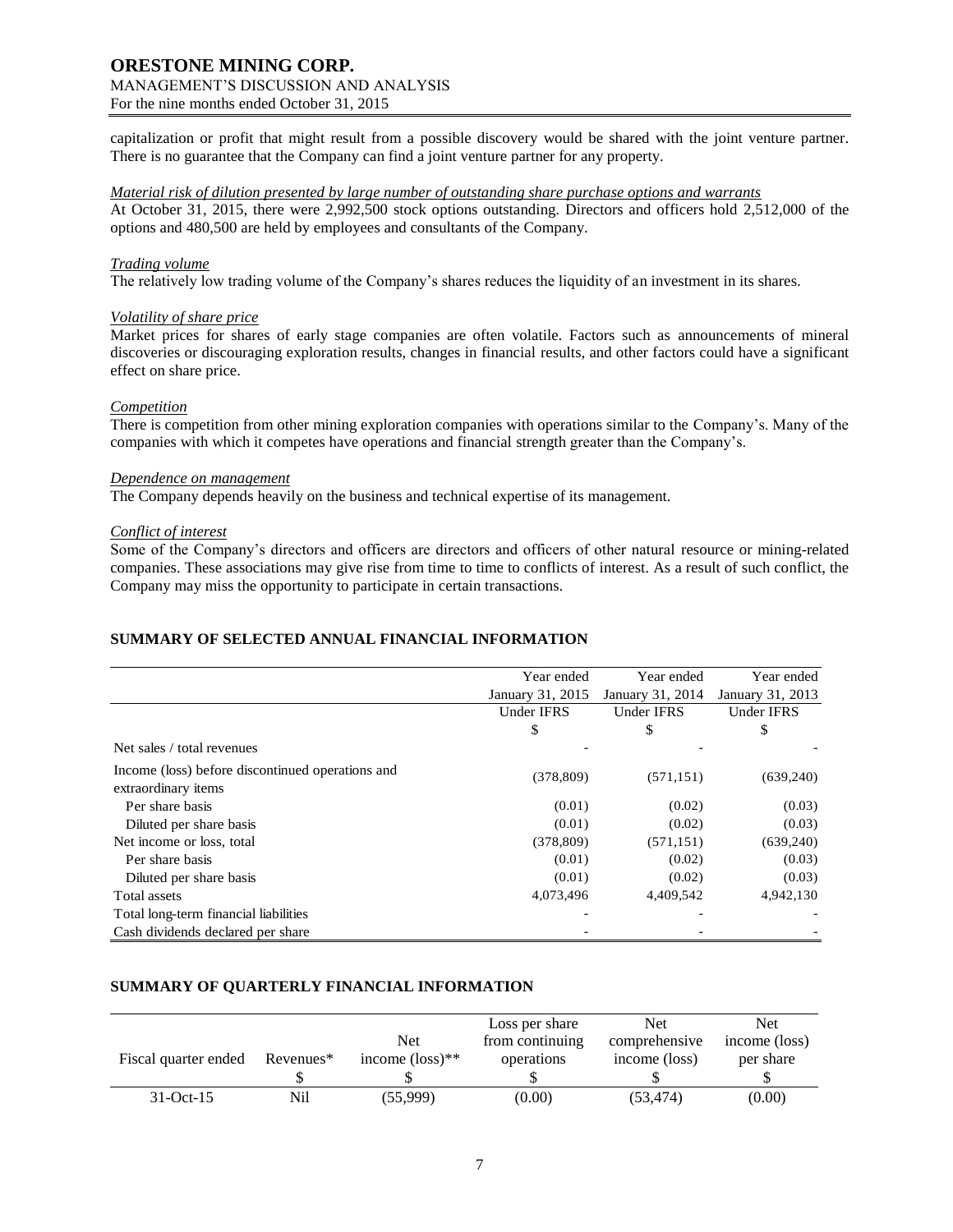capitalization or profit that might result from a possible discovery would be shared with the joint venture partner. There is no guarantee that the Company can find a joint venture partner for any property.

*Material risk of dilution presented by large number of outstanding share purchase options and warrants*
At October 31, 2015, there were 2,992,500 stock options outstanding. Directors and officers hold 2,512,000 of the options and 480,500 are held by employees and consultants of the Company.

*Trading volume*
The relatively low trading volume of the Company's shares reduces the liquidity of an investment in its shares.

*Volatility of share price*
Market prices for shares of early stage companies are often volatile. Factors such as announcements of mineral discoveries or discouraging exploration results, changes in financial results, and other factors could have a significant effect on share price.

*Competition*
There is competition from other mining exploration companies with operations similar to the Company's. Many of the companies with which it competes have operations and financial strength greater than the Company's.

*Dependence on management*
The Company depends heavily on the business and technical expertise of its management.

*Conflict of interest*
Some of the Company's directors and officers are directors and officers of other natural resource or mining-related companies. These associations may give rise from time to time to conflicts of interest. As a result of such conflict, the Company may miss the opportunity to participate in certain transactions.

## SUMMARY OF SELECTED ANNUAL FINANCIAL INFORMATION

| | Year ended January 31, 2015 | Year ended January 31, 2014 | Year ended January 31, 2013 |
|---|---|---|---|
| | Under IFRS | Under IFRS | Under IFRS |
| | $ | $ | $ |
| Net sales / total revenues | - | - | - |
| Income (loss) before discontinued operations and extraordinary items | (378,809) | (571,151) | (639,240) |
| Per share basis | (0.01) | (0.02) | (0.03) |
| Diluted per share basis | (0.01) | (0.02) | (0.03) |
| Net income or loss, total | (378,809) | (571,151) | (639,240) |
| Per share basis | (0.01) | (0.02) | (0.03) |
| Diluted per share basis | (0.01) | (0.02) | (0.03) |
| Total assets | 4,073,496 | 4,409,542 | 4,942,130 |
| Total long-term financial liabilities | - | - | - |
| Cash dividends declared per share | - | - | - |

## SUMMARY OF QUARTERLY FINANCIAL INFORMATION

| Fiscal quarter ended | Revenues* | Net income (loss)** | Loss per share from continuing operations | Net comprehensive income (loss) | Net income (loss) per share |
|---|---|---|---|---|---|
| | $ | $ | $ | $ | $ |
| 31-Oct-15 | Nil | (55,999) | (0.00) | (53,474) | (0.00) |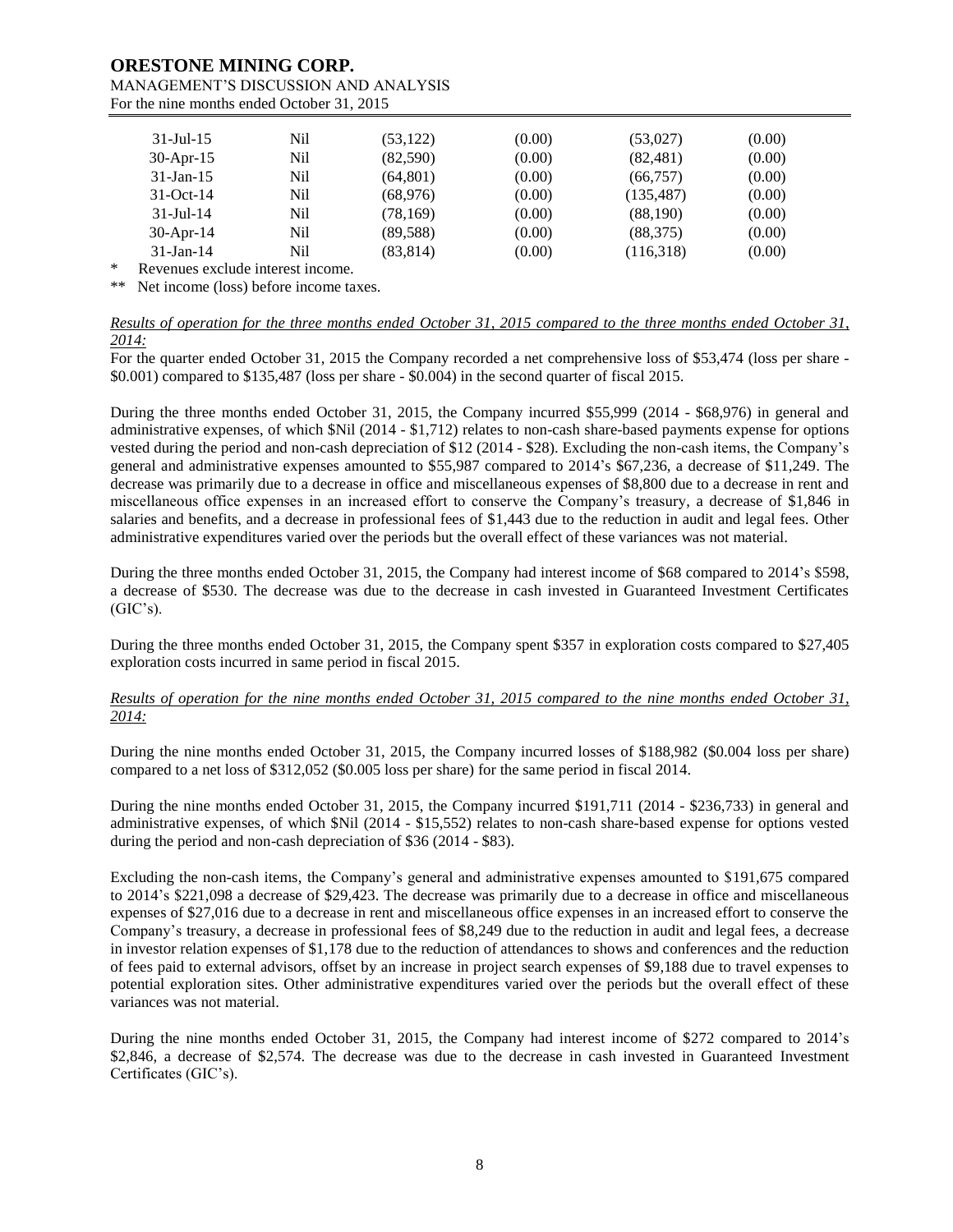| | | | | | |
|---|---|---|---|---|---|
| 31-Jul-15 | Nil | (53,122) | (0.00) | (53,027) | (0.00) |
| 30-Apr-15 | Nil | (82,590) | (0.00) | (82,481) | (0.00) |
| 31-Jan-15 | Nil | (64,801) | (0.00) | (66,757) | (0.00) |
| 31-Oct-14 | Nil | (68,976) | (0.00) | (135,487) | (0.00) |
| 31-Jul-14 | Nil | (78,169) | (0.00) | (88,190) | (0.00) |
| 30-Apr-14 | Nil | (89,588) | (0.00) | (88,375) | (0.00) |
| 31-Jan-14 | Nil | (83,814) | (0.00) | (116,318) | (0.00) |

\* Revenues exclude interest income.

\*\* Net income (loss) before income taxes.

*Results of operation for the three months ended October 31, 2015 compared to the three months ended October 31, 2014:*

For the quarter ended October 31, 2015 the Company recorded a net comprehensive loss of $53,474 (loss per share - $0.001) compared to $135,487 (loss per share - $0.004) in the second quarter of fiscal 2015.

During the three months ended October 31, 2015, the Company incurred $55,999 (2014 - $68,976) in general and administrative expenses, of which $Nil (2014 - $1,712) relates to non-cash share-based payments expense for options vested during the period and non-cash depreciation of $12 (2014 - $28). Excluding the non-cash items, the Company's general and administrative expenses amounted to $55,987 compared to 2014's $67,236, a decrease of $11,249. The decrease was primarily due to a decrease in office and miscellaneous expenses of $8,800 due to a decrease in rent and miscellaneous office expenses in an increased effort to conserve the Company's treasury, a decrease of $1,846 in salaries and benefits, and a decrease in professional fees of $1,443 due to the reduction in audit and legal fees. Other administrative expenditures varied over the periods but the overall effect of these variances was not material.

During the three months ended October 31, 2015, the Company had interest income of $68 compared to 2014's $598, a decrease of $530. The decrease was due to the decrease in cash invested in Guaranteed Investment Certificates (GIC's).

During the three months ended October 31, 2015, the Company spent $357 in exploration costs compared to $27,405 exploration costs incurred in same period in fiscal 2015.

*Results of operation for the nine months ended October 31, 2015 compared to the nine months ended October 31, 2014:*

During the nine months ended October 31, 2015, the Company incurred losses of $188,982 ($0.004 loss per share) compared to a net loss of $312,052 ($0.005 loss per share) for the same period in fiscal 2014.

During the nine months ended October 31, 2015, the Company incurred $191,711 (2014 - $236,733) in general and administrative expenses, of which $Nil (2014 - $15,552) relates to non-cash share-based expense for options vested during the period and non-cash depreciation of $36 (2014 - $83).

Excluding the non-cash items, the Company's general and administrative expenses amounted to $191,675 compared to 2014's $221,098 a decrease of $29,423. The decrease was primarily due to a decrease in office and miscellaneous expenses of $27,016 due to a decrease in rent and miscellaneous office expenses in an increased effort to conserve the Company's treasury, a decrease in professional fees of $8,249 due to the reduction in audit and legal fees, a decrease in investor relation expenses of $1,178 due to the reduction of attendances to shows and conferences and the reduction of fees paid to external advisors, offset by an increase in project search expenses of $9,188 due to travel expenses to potential exploration sites. Other administrative expenditures varied over the periods but the overall effect of these variances was not material.

During the nine months ended October 31, 2015, the Company had interest income of $272 compared to 2014's $2,846, a decrease of $2,574. The decrease was due to the decrease in cash invested in Guaranteed Investment Certificates (GIC's).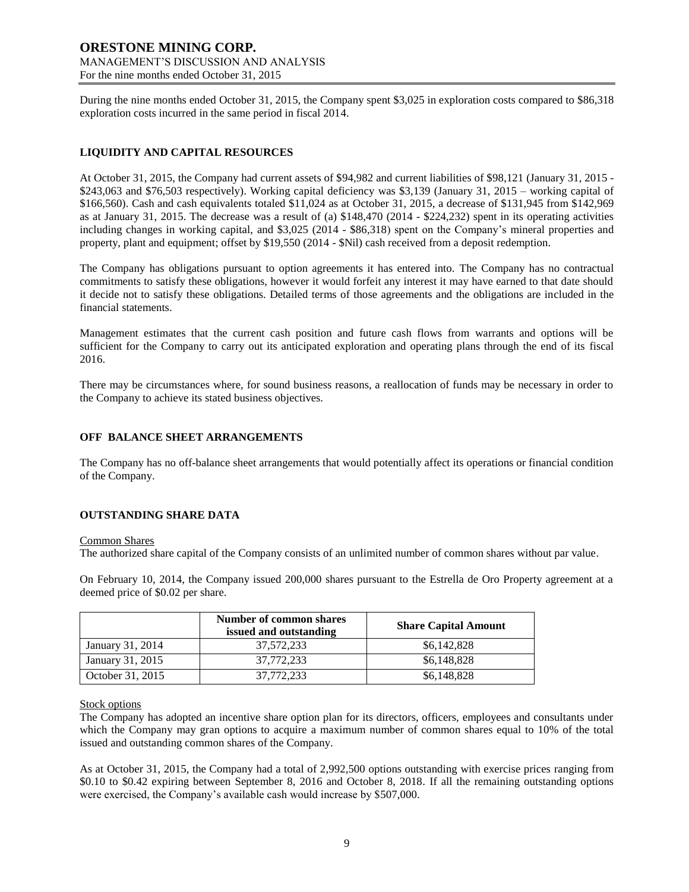During the nine months ended October 31, 2015, the Company spent $3,025 in exploration costs compared to $86,318 exploration costs incurred in the same period in fiscal 2014.

## LIQUIDITY AND CAPITAL RESOURCES

At October 31, 2015, the Company had current assets of $94,982 and current liabilities of $98,121 (January 31, 2015 - $243,063 and $76,503 respectively). Working capital deficiency was $3,139 (January 31, 2015 – working capital of $166,560). Cash and cash equivalents totaled $11,024 as at October 31, 2015, a decrease of $131,945 from $142,969 as at January 31, 2015. The decrease was a result of (a) $148,470 (2014 - $224,232) spent in its operating activities including changes in working capital, and $3,025 (2014 - $86,318) spent on the Company's mineral properties and property, plant and equipment; offset by $19,550 (2014 - $Nil) cash received from a deposit redemption.

The Company has obligations pursuant to option agreements it has entered into. The Company has no contractual commitments to satisfy these obligations, however it would forfeit any interest it may have earned to that date should it decide not to satisfy these obligations. Detailed terms of those agreements and the obligations are included in the financial statements.

Management estimates that the current cash position and future cash flows from warrants and options will be sufficient for the Company to carry out its anticipated exploration and operating plans through the end of its fiscal 2016.

There may be circumstances where, for sound business reasons, a reallocation of funds may be necessary in order to the Company to achieve its stated business objectives.

## OFF BALANCE SHEET ARRANGEMENTS

The Company has no off-balance sheet arrangements that would potentially affect its operations or financial condition of the Company.

## OUTSTANDING SHARE DATA

Common Shares

The authorized share capital of the Company consists of an unlimited number of common shares without par value.

On February 10, 2014, the Company issued 200,000 shares pursuant to the Estrella de Oro Property agreement at a deemed price of $0.02 per share.

| | Number of common shares issued and outstanding | Share Capital Amount |
|---|---|---|
| January 31, 2014 | 37,572,233 | $6,142,828 |
| January 31, 2015 | 37,772,233 | $6,148,828 |
| October 31, 2015 | 37,772,233 | $6,148,828 |

Stock options

The Company has adopted an incentive share option plan for its directors, officers, employees and consultants under which the Company may gran options to acquire a maximum number of common shares equal to 10% of the total issued and outstanding common shares of the Company.

As at October 31, 2015, the Company had a total of 2,992,500 options outstanding with exercise prices ranging from $0.10 to $0.42 expiring between September 8, 2016 and October 8, 2018. If all the remaining outstanding options were exercised, the Company's available cash would increase by $507,000.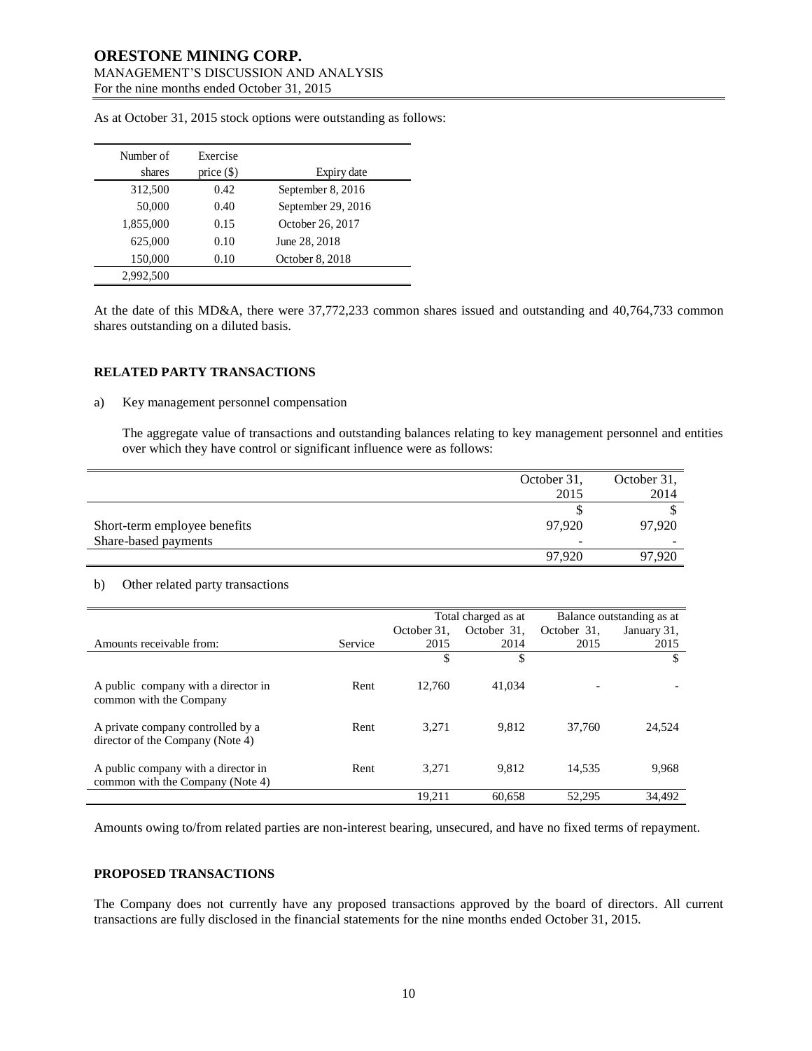As at October 31, 2015 stock options were outstanding as follows:

| Number of shares | Exercise price ($) | Expiry date |
|---|---|---|
| 312,500 | 0.42 | September 8, 2016 |
| 50,000 | 0.40 | September 29, 2016 |
| 1,855,000 | 0.15 | October 26, 2017 |
| 625,000 | 0.10 | June 28, 2018 |
| 150,000 | 0.10 | October 8, 2018 |
| 2,992,500 | | |

At the date of this MD&A, there were 37,772,233 common shares issued and outstanding and 40,764,733 common shares outstanding on a diluted basis.

## RELATED PARTY TRANSACTIONS

a) Key management personnel compensation

The aggregate value of transactions and outstanding balances relating to key management personnel and entities over which they have control or significant influence were as follows:

| | October 31, 2015 | October 31, 2014 |
|---|---|---|
| | $ | $ |
| Short-term employee benefits | 97,920 | 97,920 |
| Share-based payments | - | - |
| | 97,920 | 97,920 |

b) Other related party transactions

| | | Total charged as at | | Balance outstanding as at | |
|---|---|---|---|---|---|
| Amounts receivable from: | Service | October 31, 2015 | October 31, 2014 | October 31, 2015 | January 31, 2015 |
| | | $ | $ | | $ |
| A public company with a director in common with the Company | Rent | 12,760 | 41,034 | - | - |
| A private company controlled by a director of the Company (Note 4) | Rent | 3,271 | 9,812 | 37,760 | 24,524 |
| A public company with a director in common with the Company (Note 4) | Rent | 3,271 | 9,812 | 14,535 | 9,968 |
| | | 19,211 | 60,658 | 52,295 | 34,492 |

Amounts owing to/from related parties are non-interest bearing, unsecured, and have no fixed terms of repayment.

## PROPOSED TRANSACTIONS

The Company does not currently have any proposed transactions approved by the board of directors. All current transactions are fully disclosed in the financial statements for the nine months ended October 31, 2015.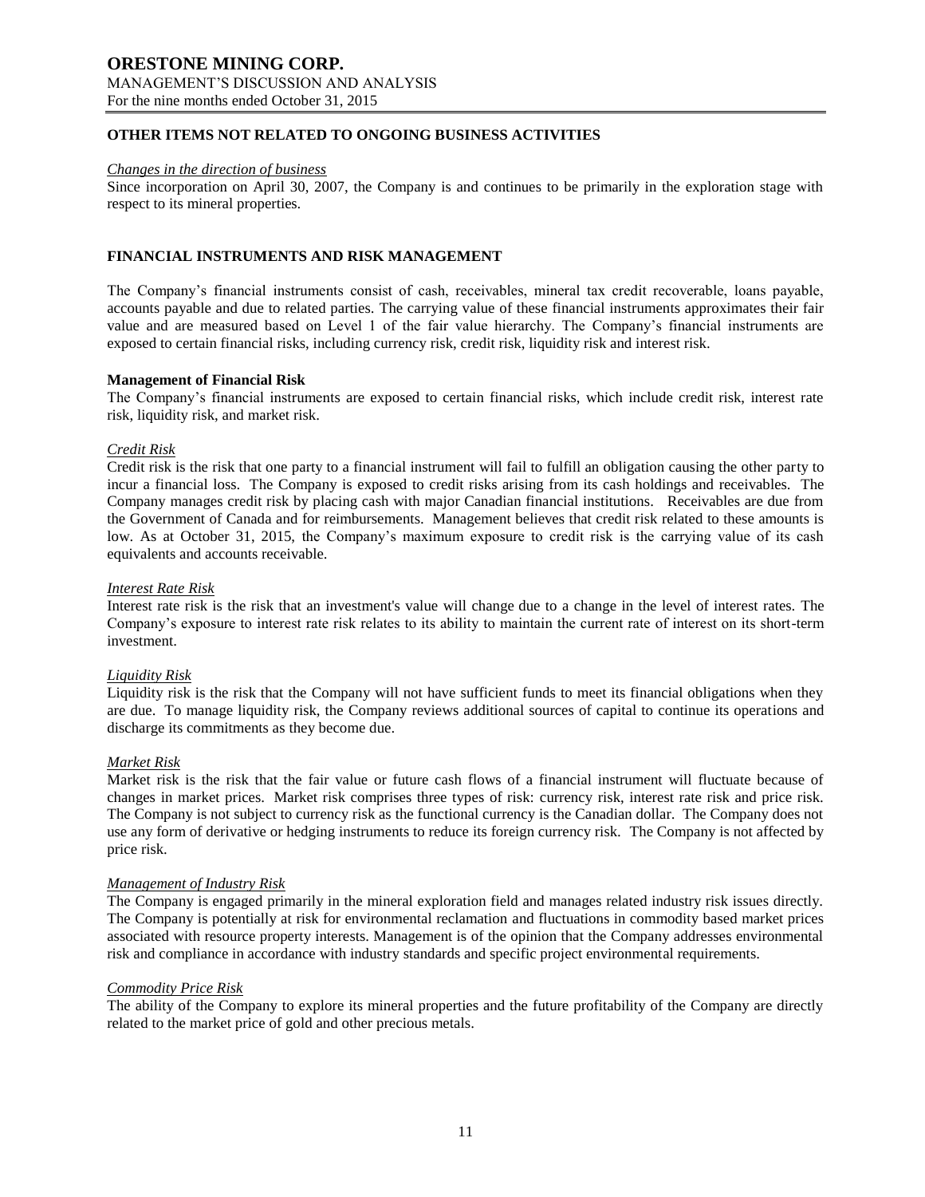## OTHER ITEMS NOT RELATED TO ONGOING BUSINESS ACTIVITIES

*Changes in the direction of business*

Since incorporation on April 30, 2007, the Company is and continues to be primarily in the exploration stage with respect to its mineral properties.

## FINANCIAL INSTRUMENTS AND RISK MANAGEMENT

The Company's financial instruments consist of cash, receivables, mineral tax credit recoverable, loans payable, accounts payable and due to related parties. The carrying value of these financial instruments approximates their fair value and are measured based on Level 1 of the fair value hierarchy. The Company's financial instruments are exposed to certain financial risks, including currency risk, credit risk, liquidity risk and interest risk.

### Management of Financial Risk

The Company's financial instruments are exposed to certain financial risks, which include credit risk, interest rate risk, liquidity risk, and market risk.

*Credit Risk*

Credit risk is the risk that one party to a financial instrument will fail to fulfill an obligation causing the other party to incur a financial loss. The Company is exposed to credit risks arising from its cash holdings and receivables. The Company manages credit risk by placing cash with major Canadian financial institutions. Receivables are due from the Government of Canada and for reimbursements. Management believes that credit risk related to these amounts is low. As at October 31, 2015, the Company's maximum exposure to credit risk is the carrying value of its cash equivalents and accounts receivable.

*Interest Rate Risk*

Interest rate risk is the risk that an investment's value will change due to a change in the level of interest rates. The Company's exposure to interest rate risk relates to its ability to maintain the current rate of interest on its short-term investment.

*Liquidity Risk*

Liquidity risk is the risk that the Company will not have sufficient funds to meet its financial obligations when they are due. To manage liquidity risk, the Company reviews additional sources of capital to continue its operations and discharge its commitments as they become due.

*Market Risk*

Market risk is the risk that the fair value or future cash flows of a financial instrument will fluctuate because of changes in market prices. Market risk comprises three types of risk: currency risk, interest rate risk and price risk. The Company is not subject to currency risk as the functional currency is the Canadian dollar. The Company does not use any form of derivative or hedging instruments to reduce its foreign currency risk. The Company is not affected by price risk.

*Management of Industry Risk*

The Company is engaged primarily in the mineral exploration field and manages related industry risk issues directly. The Company is potentially at risk for environmental reclamation and fluctuations in commodity based market prices associated with resource property interests. Management is of the opinion that the Company addresses environmental risk and compliance in accordance with industry standards and specific project environmental requirements.

*Commodity Price Risk*

The ability of the Company to explore its mineral properties and the future profitability of the Company are directly related to the market price of gold and other precious metals.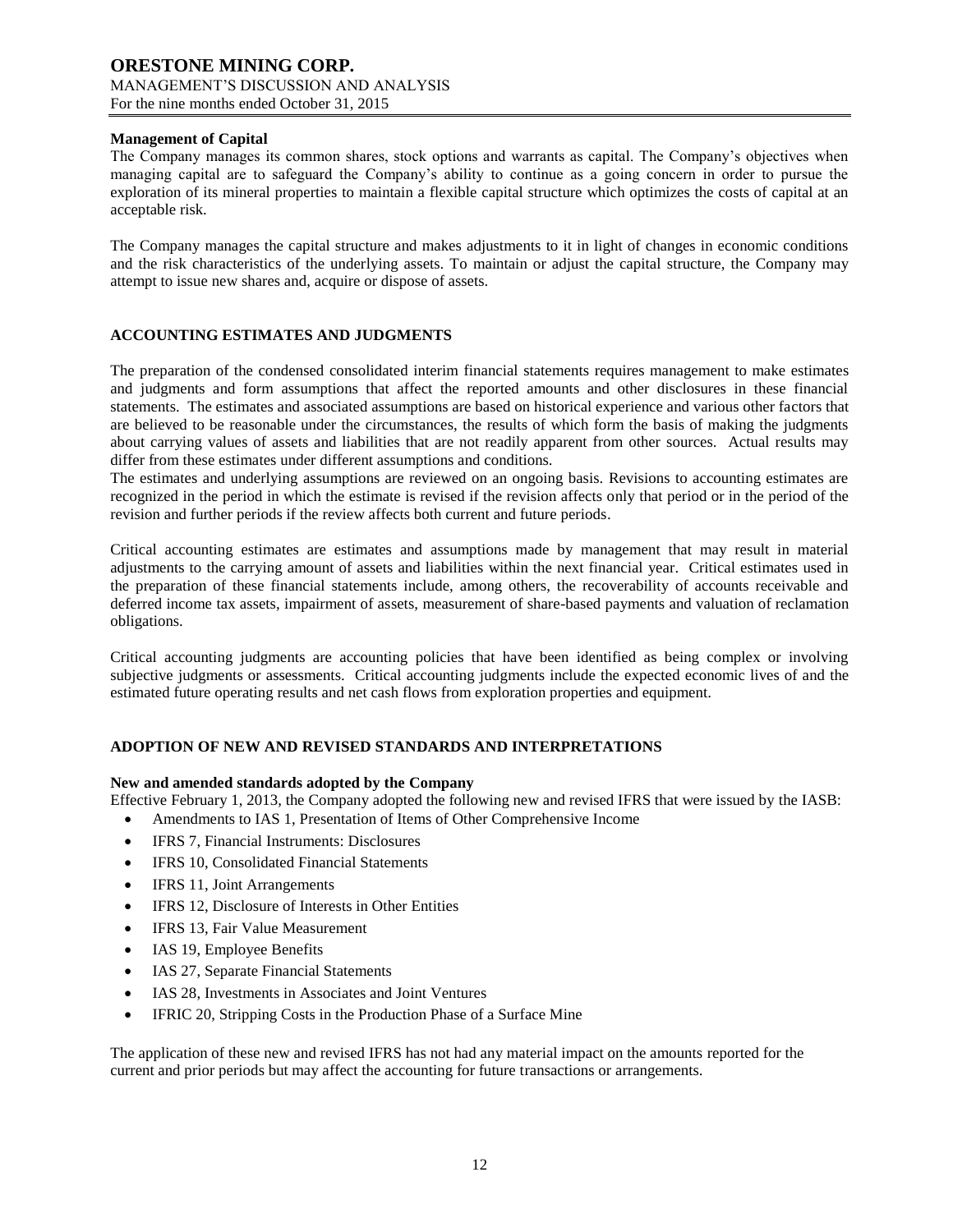#### Management of Capital

The Company manages its common shares, stock options and warrants as capital. The Company's objectives when managing capital are to safeguard the Company's ability to continue as a going concern in order to pursue the exploration of its mineral properties to maintain a flexible capital structure which optimizes the costs of capital at an acceptable risk.

The Company manages the capital structure and makes adjustments to it in light of changes in economic conditions and the risk characteristics of the underlying assets. To maintain or adjust the capital structure, the Company may attempt to issue new shares and, acquire or dispose of assets.

## ACCOUNTING ESTIMATES AND JUDGMENTS

The preparation of the condensed consolidated interim financial statements requires management to make estimates and judgments and form assumptions that affect the reported amounts and other disclosures in these financial statements. The estimates and associated assumptions are based on historical experience and various other factors that are believed to be reasonable under the circumstances, the results of which form the basis of making the judgments about carrying values of assets and liabilities that are not readily apparent from other sources. Actual results may differ from these estimates under different assumptions and conditions.
The estimates and underlying assumptions are reviewed on an ongoing basis. Revisions to accounting estimates are recognized in the period in which the estimate is revised if the revision affects only that period or in the period of the revision and further periods if the review affects both current and future periods.

Critical accounting estimates are estimates and assumptions made by management that may result in material adjustments to the carrying amount of assets and liabilities within the next financial year. Critical estimates used in the preparation of these financial statements include, among others, the recoverability of accounts receivable and deferred income tax assets, impairment of assets, measurement of share-based payments and valuation of reclamation obligations.

Critical accounting judgments are accounting policies that have been identified as being complex or involving subjective judgments or assessments. Critical accounting judgments include the expected economic lives of and the estimated future operating results and net cash flows from exploration properties and equipment.

## ADOPTION OF NEW AND REVISED STANDARDS AND INTERPRETATIONS

#### New and amended standards adopted by the Company

Effective February 1, 2013, the Company adopted the following new and revised IFRS that were issued by the IASB:

- Amendments to IAS 1, Presentation of Items of Other Comprehensive Income
- IFRS 7, Financial Instruments: Disclosures
- IFRS 10, Consolidated Financial Statements
- IFRS 11, Joint Arrangements
- IFRS 12, Disclosure of Interests in Other Entities
- IFRS 13, Fair Value Measurement
- IAS 19, Employee Benefits
- IAS 27, Separate Financial Statements
- IAS 28, Investments in Associates and Joint Ventures
- IFRIC 20, Stripping Costs in the Production Phase of a Surface Mine

The application of these new and revised IFRS has not had any material impact on the amounts reported for the current and prior periods but may affect the accounting for future transactions or arrangements.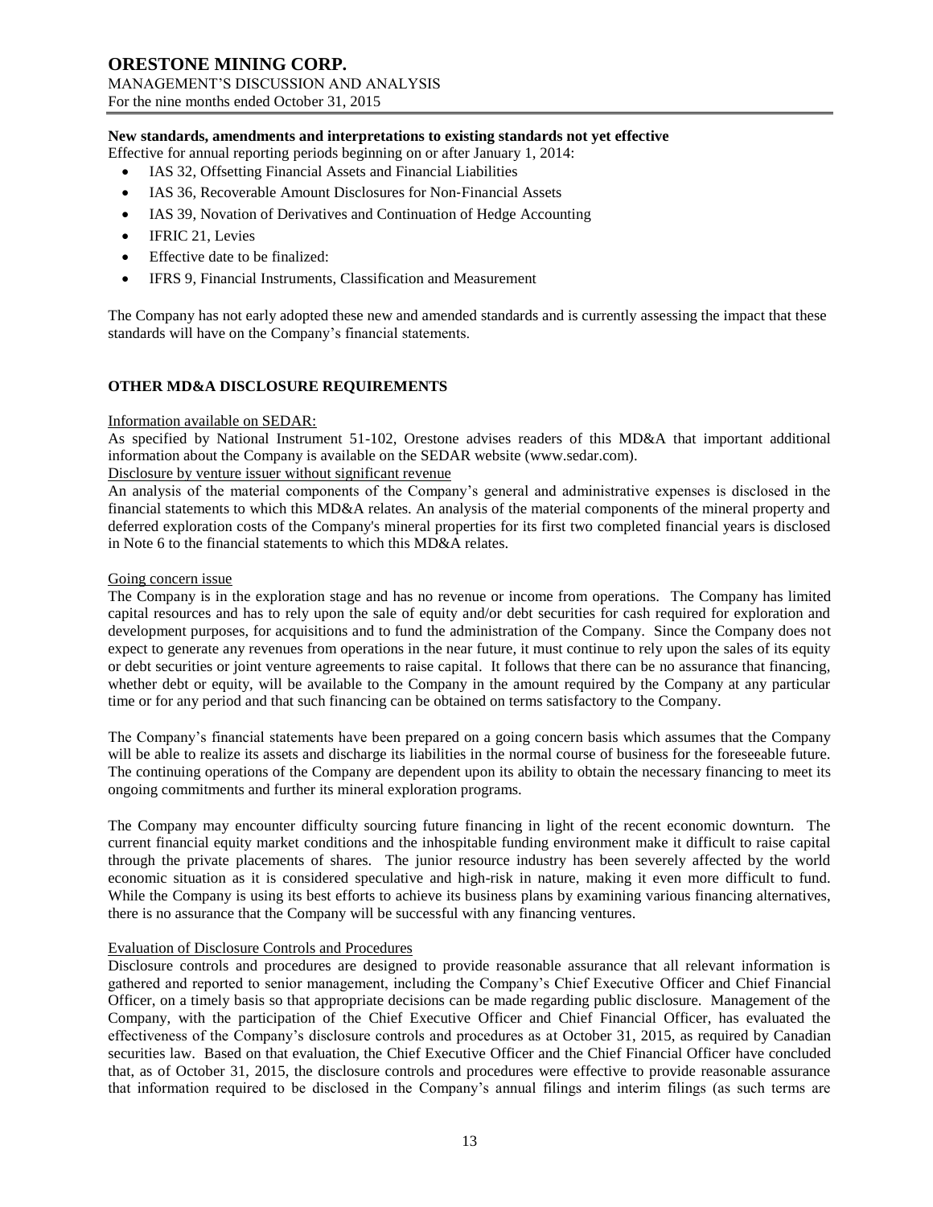**New standards, amendments and interpretations to existing standards not yet effective**

Effective for annual reporting periods beginning on or after January 1, 2014:

- IAS 32, Offsetting Financial Assets and Financial Liabilities
- IAS 36, Recoverable Amount Disclosures for Non-Financial Assets
- IAS 39, Novation of Derivatives and Continuation of Hedge Accounting
- IFRIC 21, Levies
- Effective date to be finalized:
- IFRS 9, Financial Instruments, Classification and Measurement

The Company has not early adopted these new and amended standards and is currently assessing the impact that these standards will have on the Company's financial statements.

**OTHER MD&A DISCLOSURE REQUIREMENTS**

Information available on SEDAR:

As specified by National Instrument 51-102, Orestone advises readers of this MD&A that important additional information about the Company is available on the SEDAR website (www.sedar.com).

Disclosure by venture issuer without significant revenue

An analysis of the material components of the Company's general and administrative expenses is disclosed in the financial statements to which this MD&A relates. An analysis of the material components of the mineral property and deferred exploration costs of the Company's mineral properties for its first two completed financial years is disclosed in Note 6 to the financial statements to which this MD&A relates.

Going concern issue

The Company is in the exploration stage and has no revenue or income from operations. The Company has limited capital resources and has to rely upon the sale of equity and/or debt securities for cash required for exploration and development purposes, for acquisitions and to fund the administration of the Company. Since the Company does not expect to generate any revenues from operations in the near future, it must continue to rely upon the sales of its equity or debt securities or joint venture agreements to raise capital. It follows that there can be no assurance that financing, whether debt or equity, will be available to the Company in the amount required by the Company at any particular time or for any period and that such financing can be obtained on terms satisfactory to the Company.

The Company's financial statements have been prepared on a going concern basis which assumes that the Company will be able to realize its assets and discharge its liabilities in the normal course of business for the foreseeable future. The continuing operations of the Company are dependent upon its ability to obtain the necessary financing to meet its ongoing commitments and further its mineral exploration programs.

The Company may encounter difficulty sourcing future financing in light of the recent economic downturn. The current financial equity market conditions and the inhospitable funding environment make it difficult to raise capital through the private placements of shares. The junior resource industry has been severely affected by the world economic situation as it is considered speculative and high-risk in nature, making it even more difficult to fund. While the Company is using its best efforts to achieve its business plans by examining various financing alternatives, there is no assurance that the Company will be successful with any financing ventures.

Evaluation of Disclosure Controls and Procedures

Disclosure controls and procedures are designed to provide reasonable assurance that all relevant information is gathered and reported to senior management, including the Company's Chief Executive Officer and Chief Financial Officer, on a timely basis so that appropriate decisions can be made regarding public disclosure. Management of the Company, with the participation of the Chief Executive Officer and Chief Financial Officer, has evaluated the effectiveness of the Company's disclosure controls and procedures as at October 31, 2015, as required by Canadian securities law. Based on that evaluation, the Chief Executive Officer and the Chief Financial Officer have concluded that, as of October 31, 2015, the disclosure controls and procedures were effective to provide reasonable assurance that information required to be disclosed in the Company's annual filings and interim filings (as such terms are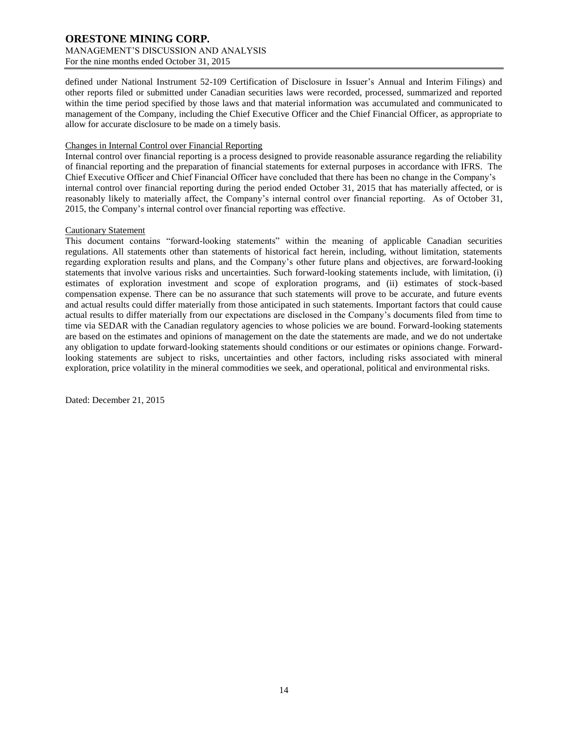defined under National Instrument 52-109 Certification of Disclosure in Issuer's Annual and Interim Filings) and other reports filed or submitted under Canadian securities laws were recorded, processed, summarized and reported within the time period specified by those laws and that material information was accumulated and communicated to management of the Company, including the Chief Executive Officer and the Chief Financial Officer, as appropriate to allow for accurate disclosure to be made on a timely basis.

Changes in Internal Control over Financial Reporting

Internal control over financial reporting is a process designed to provide reasonable assurance regarding the reliability of financial reporting and the preparation of financial statements for external purposes in accordance with IFRS. The Chief Executive Officer and Chief Financial Officer have concluded that there has been no change in the Company's internal control over financial reporting during the period ended October 31, 2015 that has materially affected, or is reasonably likely to materially affect, the Company's internal control over financial reporting. As of October 31, 2015, the Company's internal control over financial reporting was effective.

Cautionary Statement

This document contains "forward-looking statements" within the meaning of applicable Canadian securities regulations. All statements other than statements of historical fact herein, including, without limitation, statements regarding exploration results and plans, and the Company's other future plans and objectives, are forward-looking statements that involve various risks and uncertainties. Such forward-looking statements include, with limitation, (i) estimates of exploration investment and scope of exploration programs, and (ii) estimates of stock-based compensation expense. There can be no assurance that such statements will prove to be accurate, and future events and actual results could differ materially from those anticipated in such statements. Important factors that could cause actual results to differ materially from our expectations are disclosed in the Company's documents filed from time to time via SEDAR with the Canadian regulatory agencies to whose policies we are bound. Forward-looking statements are based on the estimates and opinions of management on the date the statements are made, and we do not undertake any obligation to update forward-looking statements should conditions or our estimates or opinions change. Forward-looking statements are subject to risks, uncertainties and other factors, including risks associated with mineral exploration, price volatility in the mineral commodities we seek, and operational, political and environmental risks.

Dated: December 21, 2015